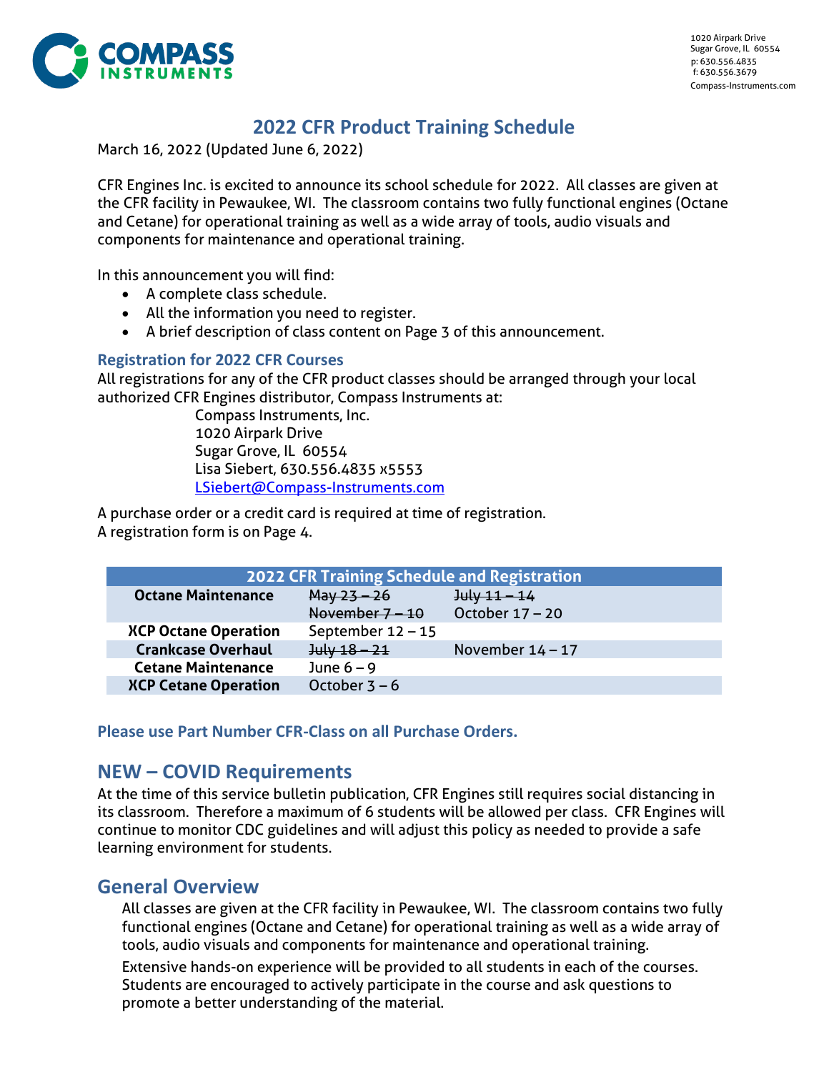COMPASS INSTRUMENTS

1020 Airpark Drive
Sugar Grove, IL 60554
p: 630.556.4835
f: 630.556.3679
Compass-Instruments.com

# 2022 CFR Product Training Schedule

March 16, 2022 (Updated June 6, 2022)

CFR Engines Inc. is excited to announce its school schedule for 2022. All classes are given at the CFR facility in Pewaukee, WI. The classroom contains two fully functional engines (Octane and Cetane) for operational training as well as a wide array of tools, audio visuals and components for maintenance and operational training.

In this announcement you will find:

- A complete class schedule.
- All the information you need to register.
- A brief description of class content on Page 3 of this announcement.

### Registration for 2022 CFR Courses

All registrations for any of the CFR product classes should be arranged through your local authorized CFR Engines distributor, Compass Instruments at:

Compass Instruments, Inc.
1020 Airpark Drive
Sugar Grove, IL 60554
Lisa Siebert, 630.556.4835 x5553
LSiebert@Compass-Instruments.com

A purchase order or a credit card is required at time of registration.
A registration form is on Page 4.

| 2022 CFR Training Schedule and Registration | | |
|---|---|---|
| **Octane Maintenance** | ~~May 23 – 26~~ | ~~July 11 – 14~~ |
| | ~~November 7 – 10~~ | October 17 – 20 |
| **XCP Octane Operation** | September 12 – 15 | |
| **Crankcase Overhaul** | ~~July 18 – 21~~ | November 14 – 17 |
| **Cetane Maintenance** | June 6 – 9 | |
| **XCP Cetane Operation** | October 3 – 6 | |

**Please use Part Number CFR-Class on all Purchase Orders.**

## NEW – COVID Requirements

At the time of this service bulletin publication, CFR Engines still requires social distancing in its classroom. Therefore a maximum of 6 students will be allowed per class. CFR Engines will continue to monitor CDC guidelines and will adjust this policy as needed to provide a safe learning environment for students.

## General Overview

All classes are given at the CFR facility in Pewaukee, WI. The classroom contains two fully functional engines (Octane and Cetane) for operational training as well as a wide array of tools, audio visuals and components for maintenance and operational training.

Extensive hands-on experience will be provided to all students in each of the courses. Students are encouraged to actively participate in the course and ask questions to promote a better understanding of the material.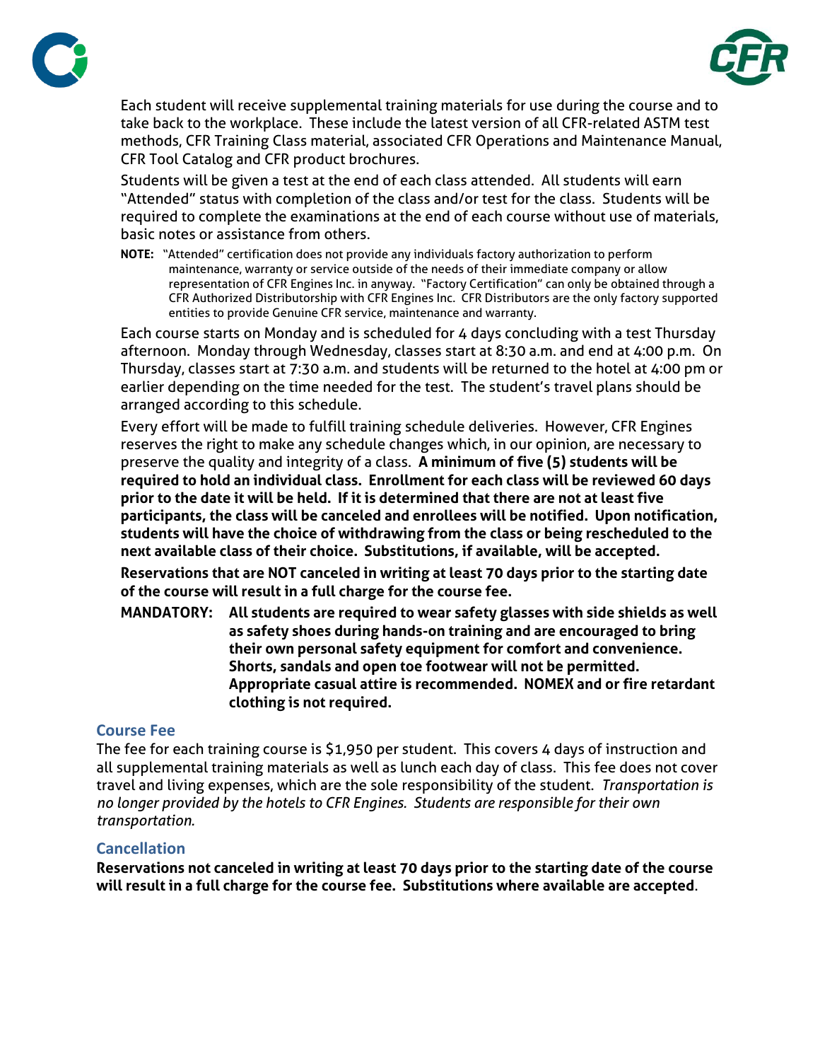Each student will receive supplemental training materials for use during the course and to take back to the workplace. These include the latest version of all CFR-related ASTM test methods, CFR Training Class material, associated CFR Operations and Maintenance Manual, CFR Tool Catalog and CFR product brochures.

Students will be given a test at the end of each class attended. All students will earn "Attended" status with completion of the class and/or test for the class. Students will be required to complete the examinations at the end of each course without use of materials, basic notes or assistance from others.

**NOTE:** "Attended" certification does not provide any individuals factory authorization to perform maintenance, warranty or service outside of the needs of their immediate company or allow representation of CFR Engines Inc. in anyway. "Factory Certification" can only be obtained through a CFR Authorized Distributorship with CFR Engines Inc. CFR Distributors are the only factory supported entities to provide Genuine CFR service, maintenance and warranty.

Each course starts on Monday and is scheduled for 4 days concluding with a test Thursday afternoon. Monday through Wednesday, classes start at 8:30 a.m. and end at 4:00 p.m. On Thursday, classes start at 7:30 a.m. and students will be returned to the hotel at 4:00 pm or earlier depending on the time needed for the test. The student's travel plans should be arranged according to this schedule.

Every effort will be made to fulfill training schedule deliveries. However, CFR Engines reserves the right to make any schedule changes which, in our opinion, are necessary to preserve the quality and integrity of a class. **A minimum of five (5) students will be required to hold an individual class. Enrollment for each class will be reviewed 60 days prior to the date it will be held. If it is determined that there are not at least five participants, the class will be canceled and enrollees will be notified. Upon notification, students will have the choice of withdrawing from the class or being rescheduled to the next available class of their choice. Substitutions, if available, will be accepted.**

**Reservations that are NOT canceled in writing at least 70 days prior to the starting date of the course will result in a full charge for the course fee.**

**MANDATORY: All students are required to wear safety glasses with side shields as well as safety shoes during hands-on training and are encouraged to bring their own personal safety equipment for comfort and convenience. Shorts, sandals and open toe footwear will not be permitted. Appropriate casual attire is recommended. NOMEX and or fire retardant clothing is not required.**

## Course Fee

The fee for each training course is $1,950 per student. This covers 4 days of instruction and all supplemental training materials as well as lunch each day of class. This fee does not cover travel and living expenses, which are the sole responsibility of the student. *Transportation is no longer provided by the hotels to CFR Engines. Students are responsible for their own transportation.*

## Cancellation

**Reservations not canceled in writing at least 70 days prior to the starting date of the course will result in a full charge for the course fee. Substitutions where available are accepted**.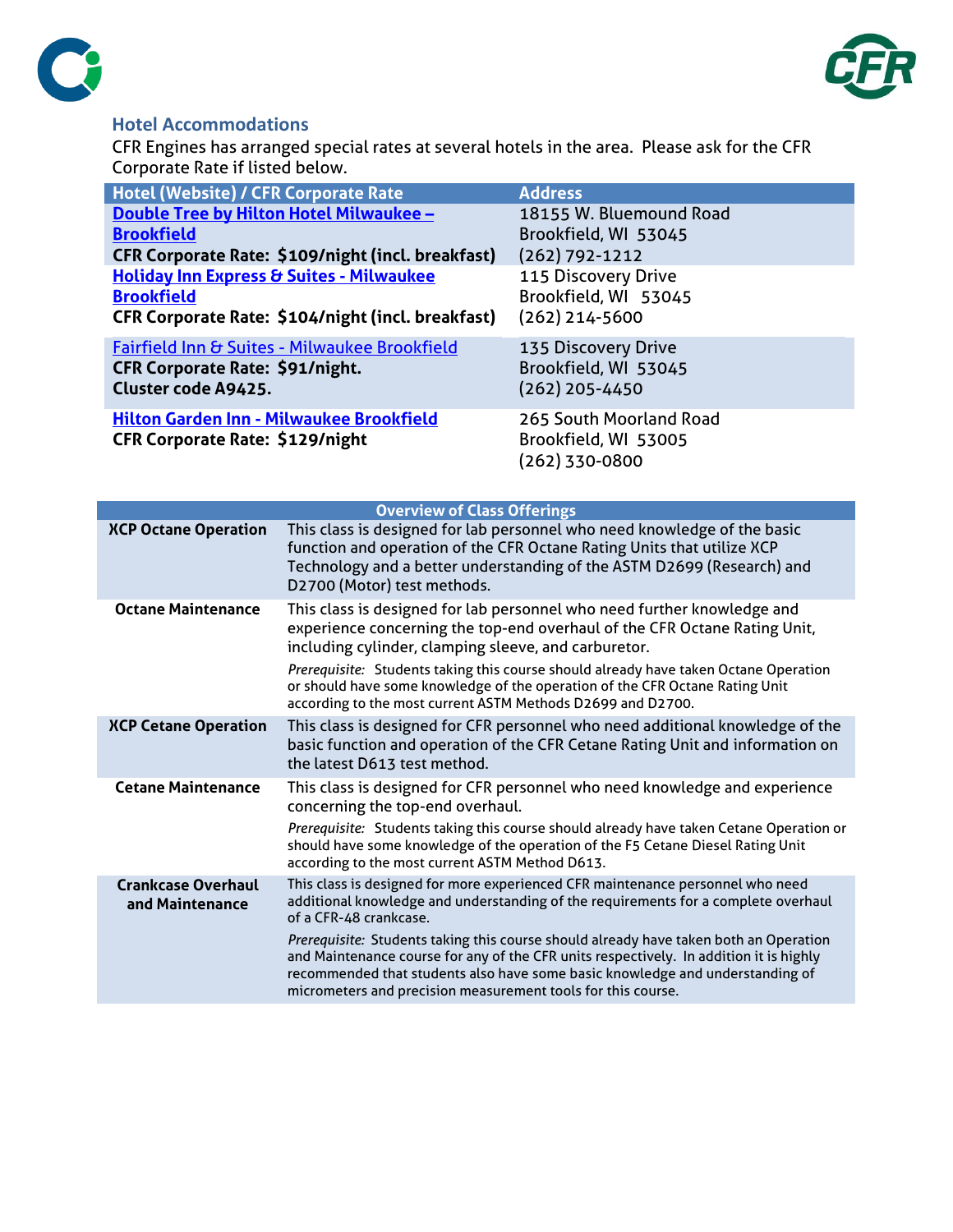## Hotel Accommodations

CFR Engines has arranged special rates at several hotels in the area. Please ask for the CFR Corporate Rate if listed below.

| Hotel (Website) / CFR Corporate Rate | Address |
|---|---|
| **Double Tree by Hilton Hotel Milwaukee – Brookfield**<br>**CFR Corporate Rate: $109/night (incl. breakfast)** | 18155 W. Bluemound Road<br>Brookfield, WI 53045<br>(262) 792-1212 |
| **Holiday Inn Express & Suites - Milwaukee Brookfield**<br>**CFR Corporate Rate: $104/night (incl. breakfast)** | 115 Discovery Drive<br>Brookfield, WI 53045<br>(262) 214-5600 |
| Fairfield Inn & Suites - Milwaukee Brookfield<br>**CFR Corporate Rate: $91/night.**<br>**Cluster code A9425.** | 135 Discovery Drive<br>Brookfield, WI 53045<br>(262) 205-4450 |
| **Hilton Garden Inn - Milwaukee Brookfield**<br>**CFR Corporate Rate: $129/night** | 265 South Moorland Road<br>Brookfield, WI 53005<br>(262) 330-0800 |

| Overview of Class Offerings | |
|---|---|
| **XCP Octane Operation** | This class is designed for lab personnel who need knowledge of the basic function and operation of the CFR Octane Rating Units that utilize XCP Technology and a better understanding of the ASTM D2699 (Research) and D2700 (Motor) test methods. |
| **Octane Maintenance** | This class is designed for lab personnel who need further knowledge and experience concerning the top-end overhaul of the CFR Octane Rating Unit, including cylinder, clamping sleeve, and carburetor.<br>*Prerequisite:* Students taking this course should already have taken Octane Operation or should have some knowledge of the operation of the CFR Octane Rating Unit according to the most current ASTM Methods D2699 and D2700. |
| **XCP Cetane Operation** | This class is designed for CFR personnel who need additional knowledge of the basic function and operation of the CFR Cetane Rating Unit and information on the latest D613 test method. |
| **Cetane Maintenance** | This class is designed for CFR personnel who need knowledge and experience concerning the top-end overhaul.<br>*Prerequisite:* Students taking this course should already have taken Cetane Operation or should have some knowledge of the operation of the F5 Cetane Diesel Rating Unit according to the most current ASTM Method D613. |
| **Crankcase Overhaul and Maintenance** | This class is designed for more experienced CFR maintenance personnel who need additional knowledge and understanding of the requirements for a complete overhaul of a CFR-48 crankcase.<br>*Prerequisite:* Students taking this course should already have taken both an Operation and Maintenance course for any of the CFR units respectively. In addition it is highly recommended that students also have some basic knowledge and understanding of micrometers and precision measurement tools for this course. |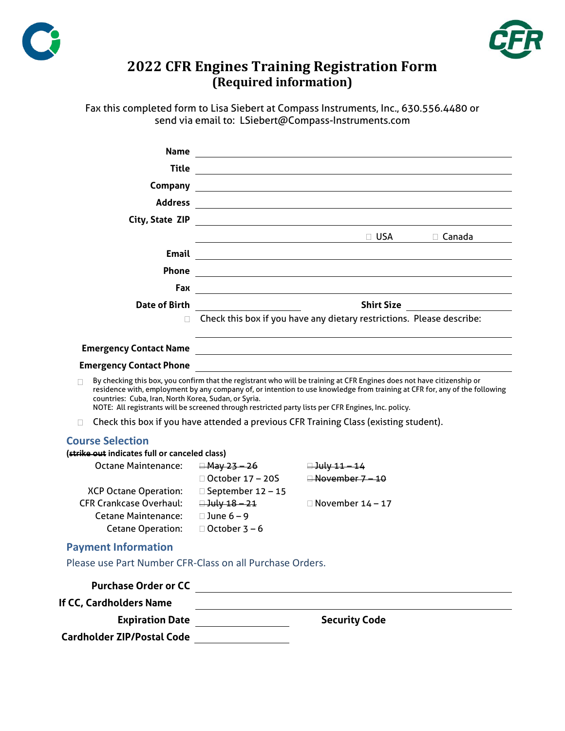# 2022 CFR Engines Training Registration Form
## (Required information)

Fax this completed form to Lisa Siebert at Compass Instruments, Inc., 630.556.4480 or send via email to: LSiebert@Compass-Instruments.com

**Name** ______________________________

**Title** ______________________________

**Company** ______________________________

**Address** ______________________________

**City, State ZIP** ______________________________

______________________________ ☐ USA ☐ Canada

**Email** ______________________________

**Phone** ______________________________

**Fax** ______________________________

**Date of Birth** ______________ **Shirt Size** ______________

☐ Check this box if you have any dietary restrictions. Please describe:

______________________________

**Emergency Contact Name** ______________________________

**Emergency Contact Phone** ______________________________

☐ By checking this box, you confirm that the registrant who will be training at CFR Engines does not have citizenship or residence with, employment by any company of, or intention to use knowledge from training at CFR for, any of the following countries: Cuba, Iran, North Korea, Sudan, or Syria.
NOTE: All registrants will be screened through restricted party lists per CFR Engines, Inc. policy.

☐ Check this box if you have attended a previous CFR Training Class (existing student).

### Course Selection

**(~~strike out~~ indicates full or canceled class)**

| | | |
|---|---|---|
| Octane Maintenance: | ☐ ~~May 23 – 26~~ | ☐ ~~July 11 – 14~~ |
| | ☐ October 17 – 20S | ☐ ~~November 7 – 10~~ |
| XCP Octane Operation: | ☐ September 12 – 15 | |
| CFR Crankcase Overhaul: | ☐ ~~July 18 – 21~~ | ☐ November 14 – 17 |
| Cetane Maintenance: | ☐ June 6 – 9 | |
| Cetane Operation: | ☐ October 3 – 6 | |

### Payment Information

Please use Part Number CFR-Class on all Purchase Orders.

**Purchase Order or CC** ______________________________

**If CC, Cardholders Name** ______________________________

**Expiration Date** ______________ **Security Code**

**Cardholder ZIP/Postal Code** ______________